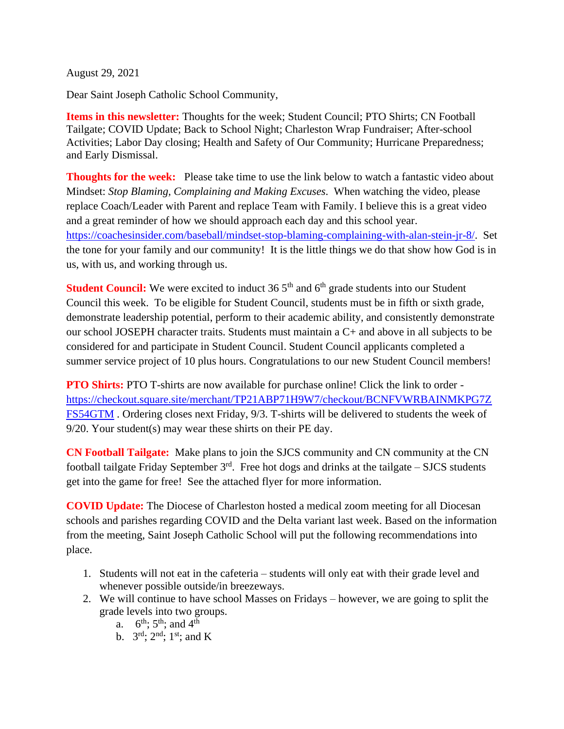August 29, 2021

Dear Saint Joseph Catholic School Community,

**Items in this newsletter:** Thoughts for the week; Student Council; PTO Shirts; CN Football Tailgate; COVID Update; Back to School Night; Charleston Wrap Fundraiser; After-school Activities; Labor Day closing; Health and Safety of Our Community; Hurricane Preparedness; and Early Dismissal.

**Thoughts for the week:** Please take time to use the link below to watch a fantastic video about Mindset: *Stop Blaming, Complaining and Making Excuses*. When watching the video, please replace Coach/Leader with Parent and replace Team with Family. I believe this is a great video and a great reminder of how we should approach each day and this school year. https://coachesinsider.com/baseball/mindset-stop-blaming-complaining-with-alan-stein-jr-8/. Set the tone for your family and our community! It is the little things we do that show how God is in us, with us, and working through us.

**Student Council:** We were excited to induct 36 5th and 6th grade students into our Student Council this week. To be eligible for Student Council, students must be in fifth or sixth grade, demonstrate leadership potential, perform to their academic ability, and consistently demonstrate our school JOSEPH character traits. Students must maintain a C+ and above in all subjects to be considered for and participate in Student Council. Student Council applicants completed a summer service project of 10 plus hours. Congratulations to our new Student Council members!

**PTO Shirts:** PTO T-shirts are now available for purchase online! Click the link to order - https://checkout.square.site/merchant/TP21ABP71H9W7/checkout/BCNFVWRBAINMKPG7ZFS54GTM . Ordering closes next Friday, 9/3. T-shirts will be delivered to students the week of 9/20. Your student(s) may wear these shirts on their PE day.

**CN Football Tailgate:** Make plans to join the SJCS community and CN community at the CN football tailgate Friday September 3rd. Free hot dogs and drinks at the tailgate – SJCS students get into the game for free! See the attached flyer for more information.

**COVID Update:** The Diocese of Charleston hosted a medical zoom meeting for all Diocesan schools and parishes regarding COVID and the Delta variant last week. Based on the information from the meeting, Saint Joseph Catholic School will put the following recommendations into place.

1. Students will not eat in the cafeteria – students will only eat with their grade level and whenever possible outside/in breezeways.
2. We will continue to have school Masses on Fridays – however, we are going to split the grade levels into two groups.
   a. 6th; 5th; and 4th
   b. 3rd; 2nd; 1st; and K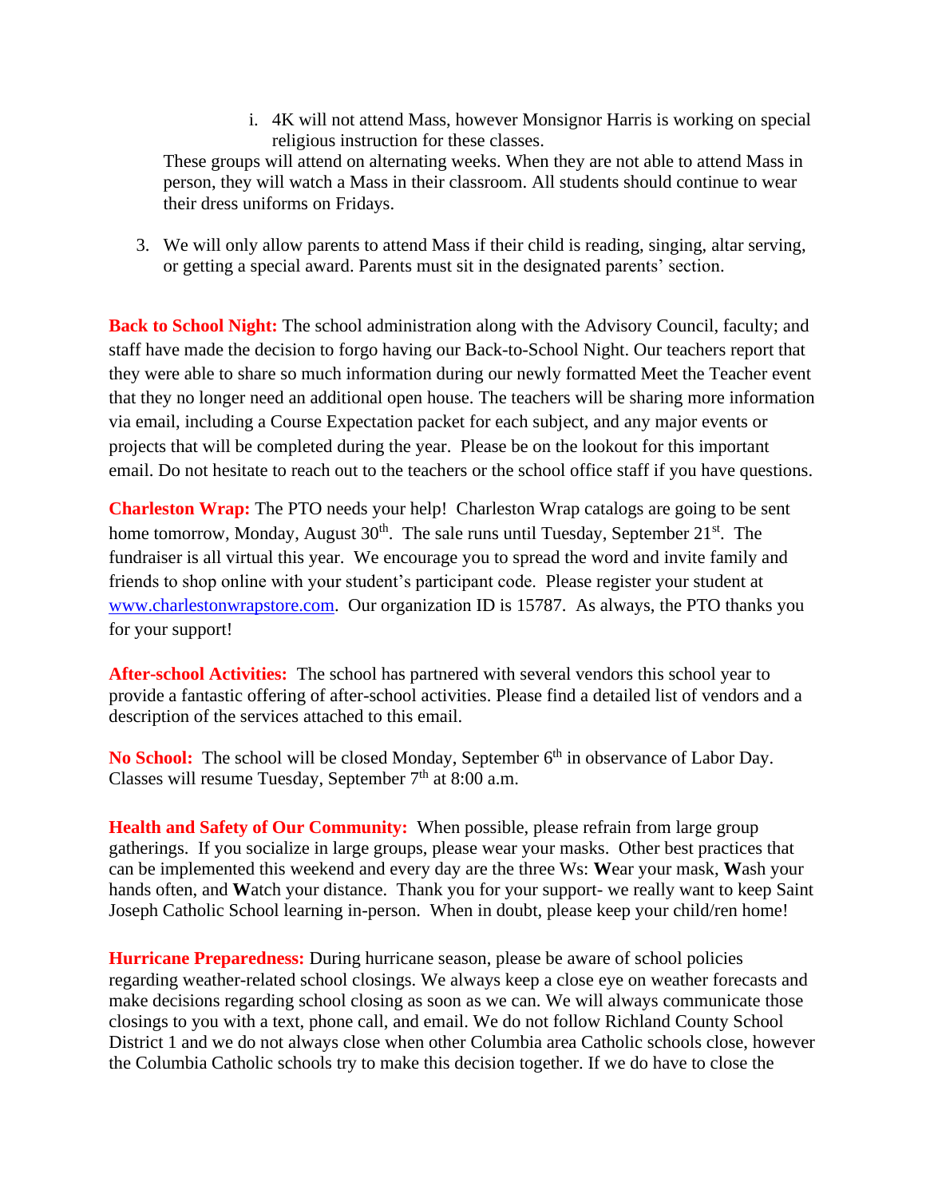i. 4K will not attend Mass, however Monsignor Harris is working on special religious instruction for these classes.

These groups will attend on alternating weeks. When they are not able to attend Mass in person, they will watch a Mass in their classroom. All students should continue to wear their dress uniforms on Fridays.

3. We will only allow parents to attend Mass if their child is reading, singing, altar serving, or getting a special award. Parents must sit in the designated parents' section.

**Back to School Night:** The school administration along with the Advisory Council, faculty; and staff have made the decision to forgo having our Back-to-School Night. Our teachers report that they were able to share so much information during our newly formatted Meet the Teacher event that they no longer need an additional open house. The teachers will be sharing more information via email, including a Course Expectation packet for each subject, and any major events or projects that will be completed during the year. Please be on the lookout for this important email. Do not hesitate to reach out to the teachers or the school office staff if you have questions.

**Charleston Wrap:** The PTO needs your help! Charleston Wrap catalogs are going to be sent home tomorrow, Monday, August 30th. The sale runs until Tuesday, September 21st. The fundraiser is all virtual this year. We encourage you to spread the word and invite family and friends to shop online with your student's participant code. Please register your student at [www.charlestonwrapstore.com](http://www.charlestonwrapstore.com). Our organization ID is 15787. As always, the PTO thanks you for your support!

**After-school Activities:** The school has partnered with several vendors this school year to provide a fantastic offering of after-school activities. Please find a detailed list of vendors and a description of the services attached to this email.

**No School:** The school will be closed Monday, September 6th in observance of Labor Day. Classes will resume Tuesday, September 7th at 8:00 a.m.

**Health and Safety of Our Community:** When possible, please refrain from large group gatherings. If you socialize in large groups, please wear your masks. Other best practices that can be implemented this weekend and every day are the three Ws: **W**ear your mask, **W**ash your hands often, and **W**atch your distance. Thank you for your support- we really want to keep Saint Joseph Catholic School learning in-person. When in doubt, please keep your child/ren home!

**Hurricane Preparedness:** During hurricane season, please be aware of school policies regarding weather-related school closings. We always keep a close eye on weather forecasts and make decisions regarding school closing as soon as we can. We will always communicate those closings to you with a text, phone call, and email. We do not follow Richland County School District 1 and we do not always close when other Columbia area Catholic schools close, however the Columbia Catholic schools try to make this decision together. If we do have to close the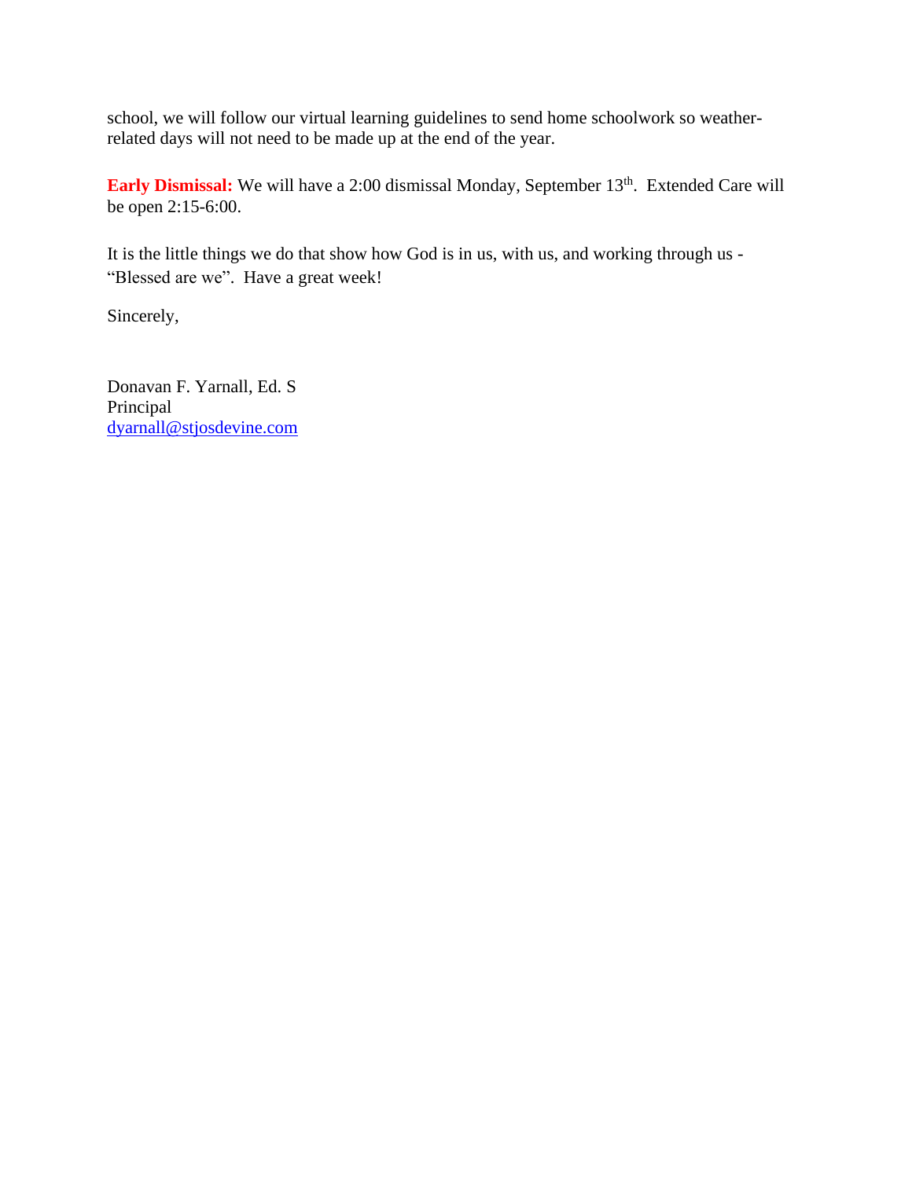school, we will follow our virtual learning guidelines to send home schoolwork so weather-related days will not need to be made up at the end of the year.

**Early Dismissal:** We will have a 2:00 dismissal Monday, September 13th. Extended Care will be open 2:15-6:00.

It is the little things we do that show how God is in us, with us, and working through us - "Blessed are we". Have a great week!

Sincerely,

Donavan F. Yarnall, Ed. S  
Principal  
dyarnall@stjosdevine.com